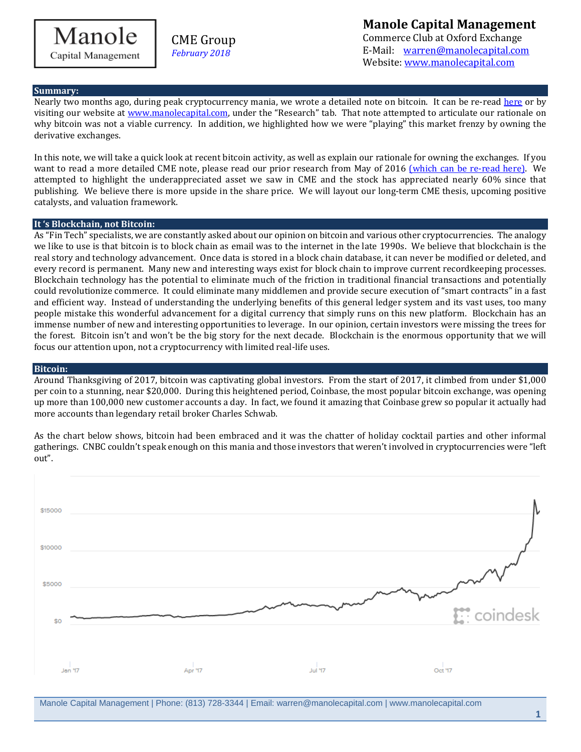# Manole Capital Management

**CME Group**
*February 2018*

**Manole Capital Management**
Commerce Club at Oxford Exchange
E-Mail: warren@manolecapital.com
Website: www.manolecapital.com

## Summary:

Nearly two months ago, during peak cryptocurrency mania, we wrote a detailed note on bitcoin. It can be re-read here or by visiting our website at www.manolecapital.com, under the "Research" tab. That note attempted to articulate our rationale on why bitcoin was not a viable currency. In addition, we highlighted how we were "playing" this market frenzy by owning the derivative exchanges.

In this note, we will take a quick look at recent bitcoin activity, as well as explain our rationale for owning the exchanges. If you want to read a more detailed CME note, please read our prior research from May of 2016 (which can be re-read here). We attempted to highlight the underappreciated asset we saw in CME and the stock has appreciated nearly 60% since that publishing. We believe there is more upside in the share price. We will layout our long-term CME thesis, upcoming positive catalysts, and valuation framework.

## It 's Blockchain, not Bitcoin:

As "Fin Tech" specialists, we are constantly asked about our opinion on bitcoin and various other cryptocurrencies. The analogy we like to use is that bitcoin is to block chain as email was to the internet in the late 1990s. We believe that blockchain is the real story and technology advancement. Once data is stored in a block chain database, it can never be modified or deleted, and every record is permanent. Many new and interesting ways exist for block chain to improve current recordkeeping processes. Blockchain technology has the potential to eliminate much of the friction in traditional financial transactions and potentially could revolutionize commerce. It could eliminate many middlemen and provide secure execution of "smart contracts" in a fast and efficient way. Instead of understanding the underlying benefits of this general ledger system and its vast uses, too many people mistake this wonderful advancement for a digital currency that simply runs on this new platform. Blockchain has an immense number of new and interesting opportunities to leverage. In our opinion, certain investors were missing the trees for the forest. Bitcoin isn't and won't be the big story for the next decade. Blockchain is the enormous opportunity that we will focus our attention upon, not a cryptocurrency with limited real-life uses.

## Bitcoin:

Around Thanksgiving of 2017, bitcoin was captivating global investors. From the start of 2017, it climbed from under $1,000 per coin to a stunning, near $20,000. During this heightened period, Coinbase, the most popular bitcoin exchange, was opening up more than 100,000 new customer accounts a day. In fact, we found it amazing that Coinbase grew so popular it actually had more accounts than legendary retail broker Charles Schwab.

As the chart below shows, bitcoin had been embraced and it was the chatter of holiday cocktail parties and other informal gatherings. CNBC couldn't speak enough on this mania and those investors that weren't involved in cryptocurrencies were "left out".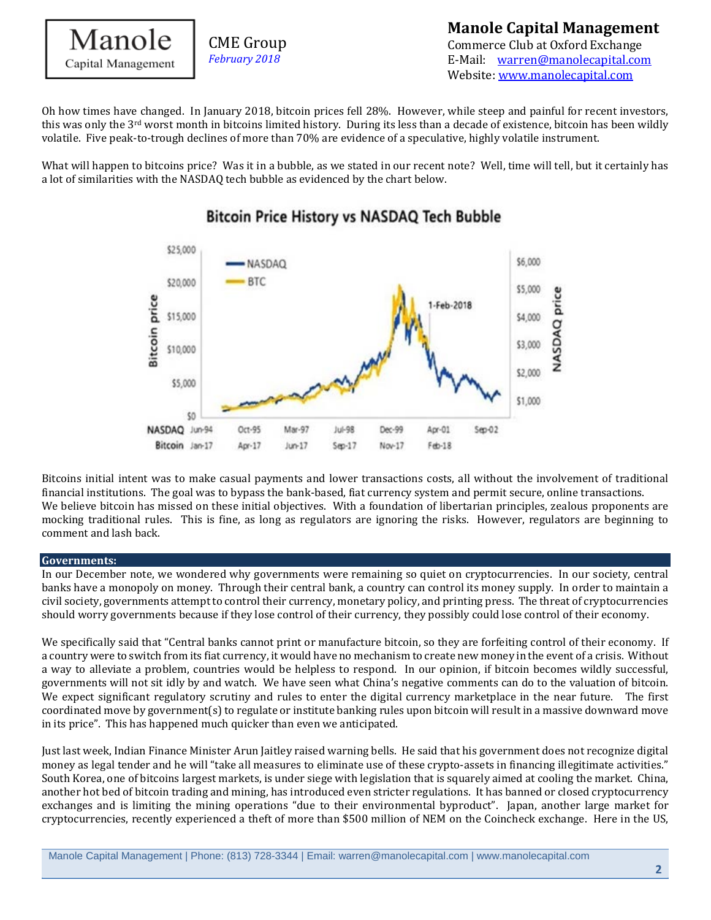Oh how times have changed. In January 2018, bitcoin prices fell 28%. However, while steep and painful for recent investors, this was only the 3rd worst month in bitcoins limited history. During its less than a decade of existence, bitcoin has been wildly volatile. Five peak-to-trough declines of more than 70% are evidence of a speculative, highly volatile instrument.

What will happen to bitcoins price? Was it in a bubble, as we stated in our recent note? Well, time will tell, but it certainly has a lot of similarities with the NASDAQ tech bubble as evidenced by the chart below.

Bitcoins initial intent was to make casual payments and lower transactions costs, all without the involvement of traditional financial institutions. The goal was to bypass the bank-based, fiat currency system and permit secure, online transactions. We believe bitcoin has missed on these initial objectives. With a foundation of libertarian principles, zealous proponents are mocking traditional rules. This is fine, as long as regulators are ignoring the risks. However, regulators are beginning to comment and lash back.

## Governments:

In our December note, we wondered why governments were remaining so quiet on cryptocurrencies. In our society, central banks have a monopoly on money. Through their central bank, a country can control its money supply. In order to maintain a civil society, governments attempt to control their currency, monetary policy, and printing press. The threat of cryptocurrencies should worry governments because if they lose control of their currency, they possibly could lose control of their economy.

We specifically said that "Central banks cannot print or manufacture bitcoin, so they are forfeiting control of their economy. If a country were to switch from its fiat currency, it would have no mechanism to create new money in the event of a crisis. Without a way to alleviate a problem, countries would be helpless to respond. In our opinion, if bitcoin becomes wildly successful, governments will not sit idly by and watch. We have seen what China's negative comments can do to the valuation of bitcoin. We expect significant regulatory scrutiny and rules to enter the digital currency marketplace in the near future. The first coordinated move by government(s) to regulate or institute banking rules upon bitcoin will result in a massive downward move in its price". This has happened much quicker than even we anticipated.

Just last week, Indian Finance Minister Arun Jaitley raised warning bells. He said that his government does not recognize digital money as legal tender and he will "take all measures to eliminate use of these crypto-assets in financing illegitimate activities." South Korea, one of bitcoins largest markets, is under siege with legislation that is squarely aimed at cooling the market. China, another hot bed of bitcoin trading and mining, has introduced even stricter regulations. It has banned or closed cryptocurrency exchanges and is limiting the mining operations "due to their environmental byproduct". Japan, another large market for cryptocurrencies, recently experienced a theft of more than $500 million of NEM on the Coincheck exchange. Here in the US,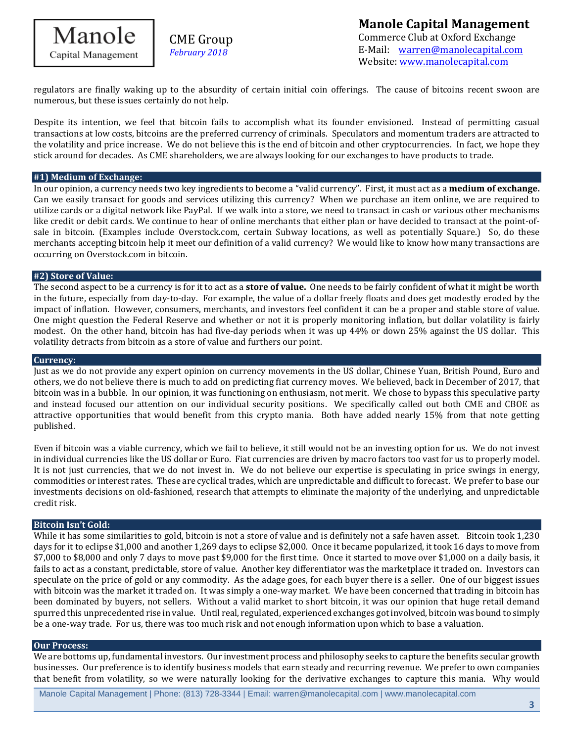regulators are finally waking up to the absurdity of certain initial coin offerings. The cause of bitcoins recent swoon are numerous, but these issues certainly do not help.

Despite its intention, we feel that bitcoin fails to accomplish what its founder envisioned. Instead of permitting casual transactions at low costs, bitcoins are the preferred currency of criminals. Speculators and momentum traders are attracted to the volatility and price increase. We do not believe this is the end of bitcoin and other cryptocurrencies. In fact, we hope they stick around for decades. As CME shareholders, we are always looking for our exchanges to have products to trade.

## #1) Medium of Exchange:

In our opinion, a currency needs two key ingredients to become a "valid currency". First, it must act as a **medium of exchange.** Can we easily transact for goods and services utilizing this currency? When we purchase an item online, we are required to utilize cards or a digital network like PayPal. If we walk into a store, we need to transact in cash or various other mechanisms like credit or debit cards. We continue to hear of online merchants that either plan or have decided to transact at the point-of-sale in bitcoin. (Examples include Overstock.com, certain Subway locations, as well as potentially Square.) So, do these merchants accepting bitcoin help it meet our definition of a valid currency? We would like to know how many transactions are occurring on Overstock.com in bitcoin.

## #2) Store of Value:

The second aspect to be a currency is for it to act as a **store of value.** One needs to be fairly confident of what it might be worth in the future, especially from day-to-day. For example, the value of a dollar freely floats and does get modestly eroded by the impact of inflation. However, consumers, merchants, and investors feel confident it can be a proper and stable store of value. One might question the Federal Reserve and whether or not it is properly monitoring inflation, but dollar volatility is fairly modest. On the other hand, bitcoin has had five-day periods when it was up 44% or down 25% against the US dollar. This volatility detracts from bitcoin as a store of value and furthers our point.

## Currency:

Just as we do not provide any expert opinion on currency movements in the US dollar, Chinese Yuan, British Pound, Euro and others, we do not believe there is much to add on predicting fiat currency moves. We believed, back in December of 2017, that bitcoin was in a bubble. In our opinion, it was functioning on enthusiasm, not merit. We chose to bypass this speculative party and instead focused our attention on our individual security positions. We specifically called out both CME and CBOE as attractive opportunities that would benefit from this crypto mania. Both have added nearly 15% from that note getting published.

Even if bitcoin was a viable currency, which we fail to believe, it still would not be an investing option for us. We do not invest in individual currencies like the US dollar or Euro. Fiat currencies are driven by macro factors too vast for us to properly model. It is not just currencies, that we do not invest in. We do not believe our expertise is speculating in price swings in energy, commodities or interest rates. These are cyclical trades, which are unpredictable and difficult to forecast. We prefer to base our investments decisions on old-fashioned, research that attempts to eliminate the majority of the underlying, and unpredictable credit risk.

## Bitcoin Isn't Gold:

While it has some similarities to gold, bitcoin is not a store of value and is definitely not a safe haven asset. Bitcoin took 1,230 days for it to eclipse $1,000 and another 1,269 days to eclipse $2,000. Once it became popularized, it took 16 days to move from $7,000 to $8,000 and only 7 days to move past $9,000 for the first time. Once it started to move over $1,000 on a daily basis, it fails to act as a constant, predictable, store of value. Another key differentiator was the marketplace it traded on. Investors can speculate on the price of gold or any commodity. As the adage goes, for each buyer there is a seller. One of our biggest issues with bitcoin was the market it traded on. It was simply a one-way market. We have been concerned that trading in bitcoin has been dominated by buyers, not sellers. Without a valid market to short bitcoin, it was our opinion that huge retail demand spurred this unprecedented rise in value. Until real, regulated, experienced exchanges got involved, bitcoin was bound to simply be a one-way trade. For us, there was too much risk and not enough information upon which to base a valuation.

## Our Process:

We are bottoms up, fundamental investors. Our investment process and philosophy seeks to capture the benefits secular growth businesses. Our preference is to identify business models that earn steady and recurring revenue. We prefer to own companies that benefit from volatility, so we were naturally looking for the derivative exchanges to capture this mania. Why would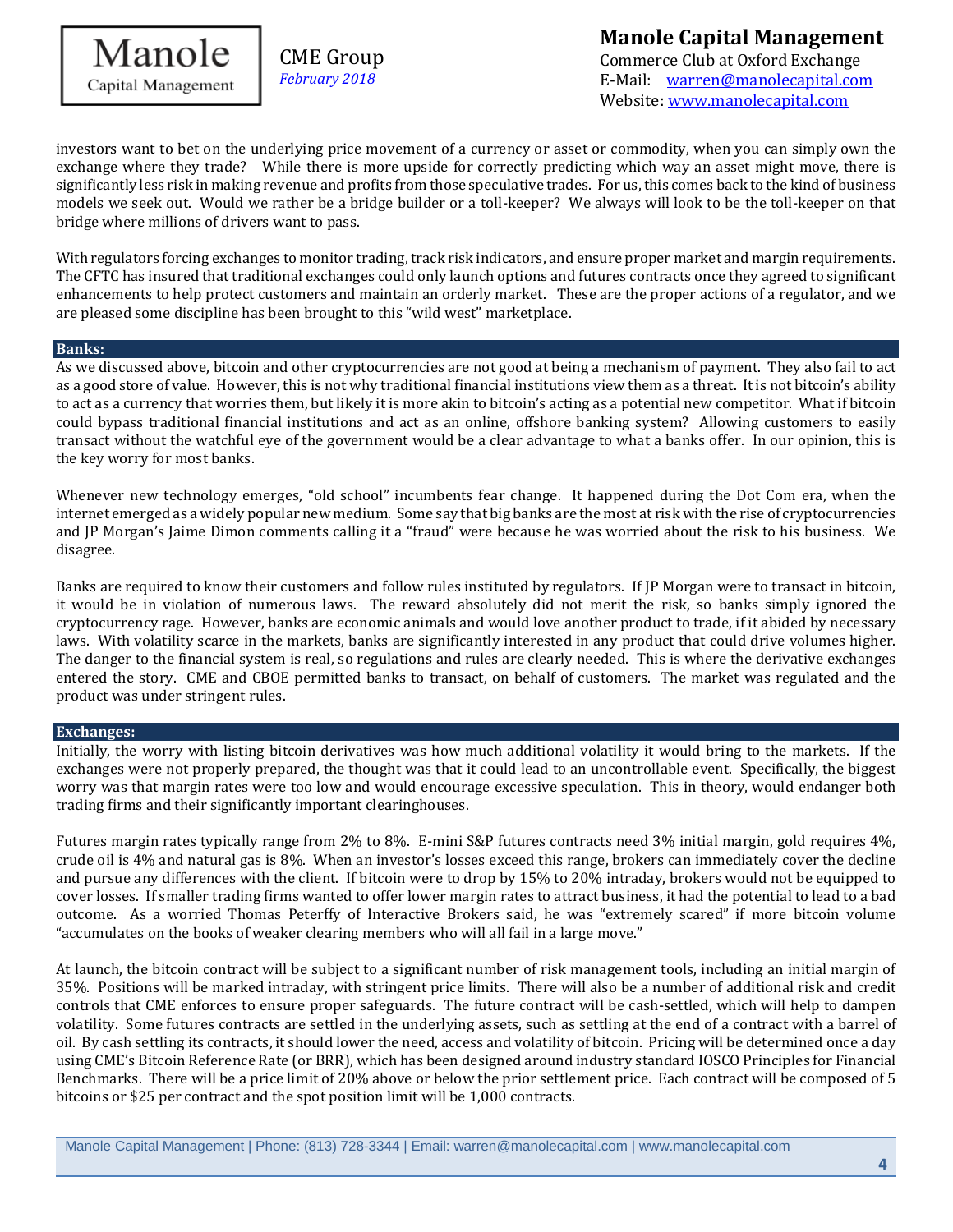investors want to bet on the underlying price movement of a currency or asset or commodity, when you can simply own the exchange where they trade? While there is more upside for correctly predicting which way an asset might move, there is significantly less risk in making revenue and profits from those speculative trades. For us, this comes back to the kind of business models we seek out. Would we rather be a bridge builder or a toll-keeper? We always will look to be the toll-keeper on that bridge where millions of drivers want to pass.

With regulators forcing exchanges to monitor trading, track risk indicators, and ensure proper market and margin requirements. The CFTC has insured that traditional exchanges could only launch options and futures contracts once they agreed to significant enhancements to help protect customers and maintain an orderly market. These are the proper actions of a regulator, and we are pleased some discipline has been brought to this "wild west" marketplace.

## Banks:

As we discussed above, bitcoin and other cryptocurrencies are not good at being a mechanism of payment. They also fail to act as a good store of value. However, this is not why traditional financial institutions view them as a threat. It is not bitcoin's ability to act as a currency that worries them, but likely it is more akin to bitcoin's acting as a potential new competitor. What if bitcoin could bypass traditional financial institutions and act as an online, offshore banking system? Allowing customers to easily transact without the watchful eye of the government would be a clear advantage to what a banks offer. In our opinion, this is the key worry for most banks.

Whenever new technology emerges, "old school" incumbents fear change. It happened during the Dot Com era, when the internet emerged as a widely popular new medium. Some say that big banks are the most at risk with the rise of cryptocurrencies and JP Morgan's Jaime Dimon comments calling it a "fraud" were because he was worried about the risk to his business. We disagree.

Banks are required to know their customers and follow rules instituted by regulators. If JP Morgan were to transact in bitcoin, it would be in violation of numerous laws. The reward absolutely did not merit the risk, so banks simply ignored the cryptocurrency rage. However, banks are economic animals and would love another product to trade, if it abided by necessary laws. With volatility scarce in the markets, banks are significantly interested in any product that could drive volumes higher. The danger to the financial system is real, so regulations and rules are clearly needed. This is where the derivative exchanges entered the story. CME and CBOE permitted banks to transact, on behalf of customers. The market was regulated and the product was under stringent rules.

## Exchanges:

Initially, the worry with listing bitcoin derivatives was how much additional volatility it would bring to the markets. If the exchanges were not properly prepared, the thought was that it could lead to an uncontrollable event. Specifically, the biggest worry was that margin rates were too low and would encourage excessive speculation. This in theory, would endanger both trading firms and their significantly important clearinghouses.

Futures margin rates typically range from 2% to 8%. E-mini S&P futures contracts need 3% initial margin, gold requires 4%, crude oil is 4% and natural gas is 8%. When an investor's losses exceed this range, brokers can immediately cover the decline and pursue any differences with the client. If bitcoin were to drop by 15% to 20% intraday, brokers would not be equipped to cover losses. If smaller trading firms wanted to offer lower margin rates to attract business, it had the potential to lead to a bad outcome. As a worried Thomas Peterffy of Interactive Brokers said, he was "extremely scared" if more bitcoin volume "accumulates on the books of weaker clearing members who will all fail in a large move."

At launch, the bitcoin contract will be subject to a significant number of risk management tools, including an initial margin of 35%. Positions will be marked intraday, with stringent price limits. There will also be a number of additional risk and credit controls that CME enforces to ensure proper safeguards. The future contract will be cash-settled, which will help to dampen volatility. Some futures contracts are settled in the underlying assets, such as settling at the end of a contract with a barrel of oil. By cash settling its contracts, it should lower the need, access and volatility of bitcoin. Pricing will be determined once a day using CME's Bitcoin Reference Rate (or BRR), which has been designed around industry standard IOSCO Principles for Financial Benchmarks. There will be a price limit of 20% above or below the prior settlement price. Each contract will be composed of 5 bitcoins or $25 per contract and the spot position limit will be 1,000 contracts.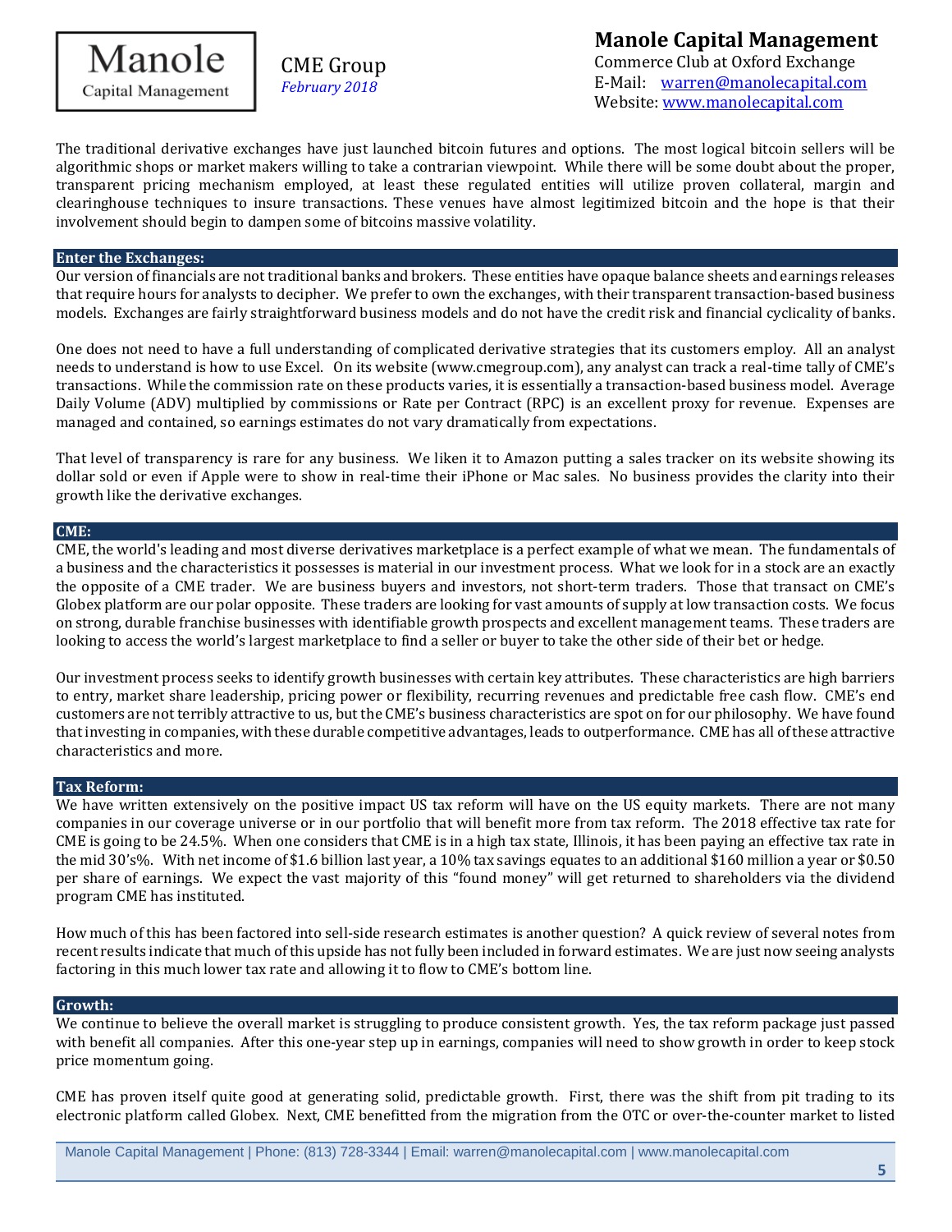The traditional derivative exchanges have just launched bitcoin futures and options. The most logical bitcoin sellers will be algorithmic shops or market makers willing to take a contrarian viewpoint. While there will be some doubt about the proper, transparent pricing mechanism employed, at least these regulated entities will utilize proven collateral, margin and clearinghouse techniques to insure transactions. These venues have almost legitimized bitcoin and the hope is that their involvement should begin to dampen some of bitcoins massive volatility.

## Enter the Exchanges:

Our version of financials are not traditional banks and brokers. These entities have opaque balance sheets and earnings releases that require hours for analysts to decipher. We prefer to own the exchanges, with their transparent transaction-based business models. Exchanges are fairly straightforward business models and do not have the credit risk and financial cyclicality of banks.

One does not need to have a full understanding of complicated derivative strategies that its customers employ. All an analyst needs to understand is how to use Excel. On its website (www.cmegroup.com), any analyst can track a real-time tally of CME's transactions. While the commission rate on these products varies, it is essentially a transaction-based business model. Average Daily Volume (ADV) multiplied by commissions or Rate per Contract (RPC) is an excellent proxy for revenue. Expenses are managed and contained, so earnings estimates do not vary dramatically from expectations.

That level of transparency is rare for any business. We liken it to Amazon putting a sales tracker on its website showing its dollar sold or even if Apple were to show in real-time their iPhone or Mac sales. No business provides the clarity into their growth like the derivative exchanges.

## CME:

CME, the world's leading and most diverse derivatives marketplace is a perfect example of what we mean. The fundamentals of a business and the characteristics it possesses is material in our investment process. What we look for in a stock are an exactly the opposite of a CME trader. We are business buyers and investors, not short-term traders. Those that transact on CME's Globex platform are our polar opposite. These traders are looking for vast amounts of supply at low transaction costs. We focus on strong, durable franchise businesses with identifiable growth prospects and excellent management teams. These traders are looking to access the world's largest marketplace to find a seller or buyer to take the other side of their bet or hedge.

Our investment process seeks to identify growth businesses with certain key attributes. These characteristics are high barriers to entry, market share leadership, pricing power or flexibility, recurring revenues and predictable free cash flow. CME's end customers are not terribly attractive to us, but the CME's business characteristics are spot on for our philosophy. We have found that investing in companies, with these durable competitive advantages, leads to outperformance. CME has all of these attractive characteristics and more.

## Tax Reform:

We have written extensively on the positive impact US tax reform will have on the US equity markets. There are not many companies in our coverage universe or in our portfolio that will benefit more from tax reform. The 2018 effective tax rate for CME is going to be 24.5%. When one considers that CME is in a high tax state, Illinois, it has been paying an effective tax rate in the mid 30's%. With net income of $1.6 billion last year, a 10% tax savings equates to an additional $160 million a year or $0.50 per share of earnings. We expect the vast majority of this "found money" will get returned to shareholders via the dividend program CME has instituted.

How much of this has been factored into sell-side research estimates is another question? A quick review of several notes from recent results indicate that much of this upside has not fully been included in forward estimates. We are just now seeing analysts factoring in this much lower tax rate and allowing it to flow to CME's bottom line.

## Growth:

We continue to believe the overall market is struggling to produce consistent growth. Yes, the tax reform package just passed with benefit all companies. After this one-year step up in earnings, companies will need to show growth in order to keep stock price momentum going.

CME has proven itself quite good at generating solid, predictable growth. First, there was the shift from pit trading to its electronic platform called Globex. Next, CME benefitted from the migration from the OTC or over-the-counter market to listed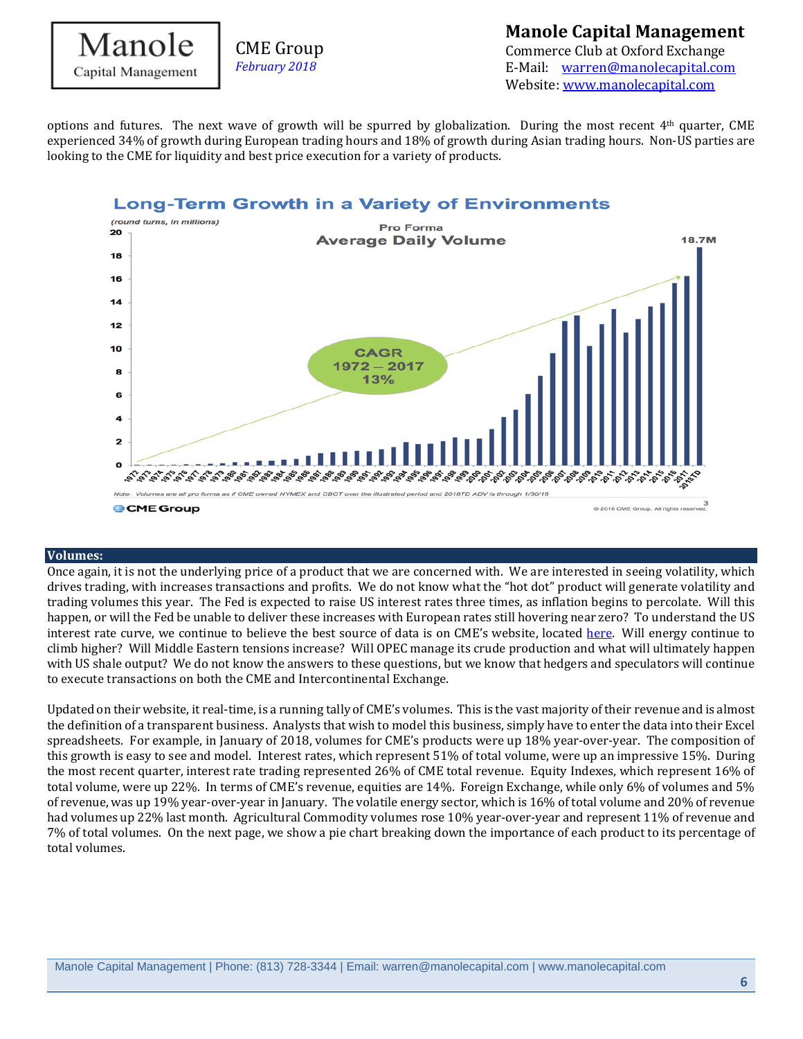options and futures. The next wave of growth will be spurred by globalization. During the most recent 4th quarter, CME experienced 34% of growth during European trading hours and 18% of growth during Asian trading hours. Non-US parties are looking to the CME for liquidity and best price execution for a variety of products.

## Volumes:

Once again, it is not the underlying price of a product that we are concerned with. We are interested in seeing volatility, which drives trading, with increases transactions and profits. We do not know what the "hot dot" product will generate volatility and trading volumes this year. The Fed is expected to raise US interest rates three times, as inflation begins to percolate. Will this happen, or will the Fed be unable to deliver these increases with European rates still hovering near zero? To understand the US interest rate curve, we continue to believe the best source of data is on CME's website, located here. Will energy continue to climb higher? Will Middle Eastern tensions increase? Will OPEC manage its crude production and what will ultimately happen with US shale output? We do not know the answers to these questions, but we know that hedgers and speculators will continue to execute transactions on both the CME and Intercontinental Exchange.

Updated on their website, it real-time, is a running tally of CME's volumes. This is the vast majority of their revenue and is almost the definition of a transparent business. Analysts that wish to model this business, simply have to enter the data into their Excel spreadsheets. For example, in January of 2018, volumes for CME's products were up 18% year-over-year. The composition of this growth is easy to see and model. Interest rates, which represent 51% of total volume, were up an impressive 15%. During the most recent quarter, interest rate trading represented 26% of CME total revenue. Equity Indexes, which represent 16% of total volume, were up 22%. In terms of CME's revenue, equities are 14%. Foreign Exchange, while only 6% of volumes and 5% of revenue, was up 19% year-over-year in January. The volatile energy sector, which is 16% of total volume and 20% of revenue had volumes up 22% last month. Agricultural Commodity volumes rose 10% year-over-year and represent 11% of revenue and 7% of total volumes. On the next page, we show a pie chart breaking down the importance of each product to its percentage of total volumes.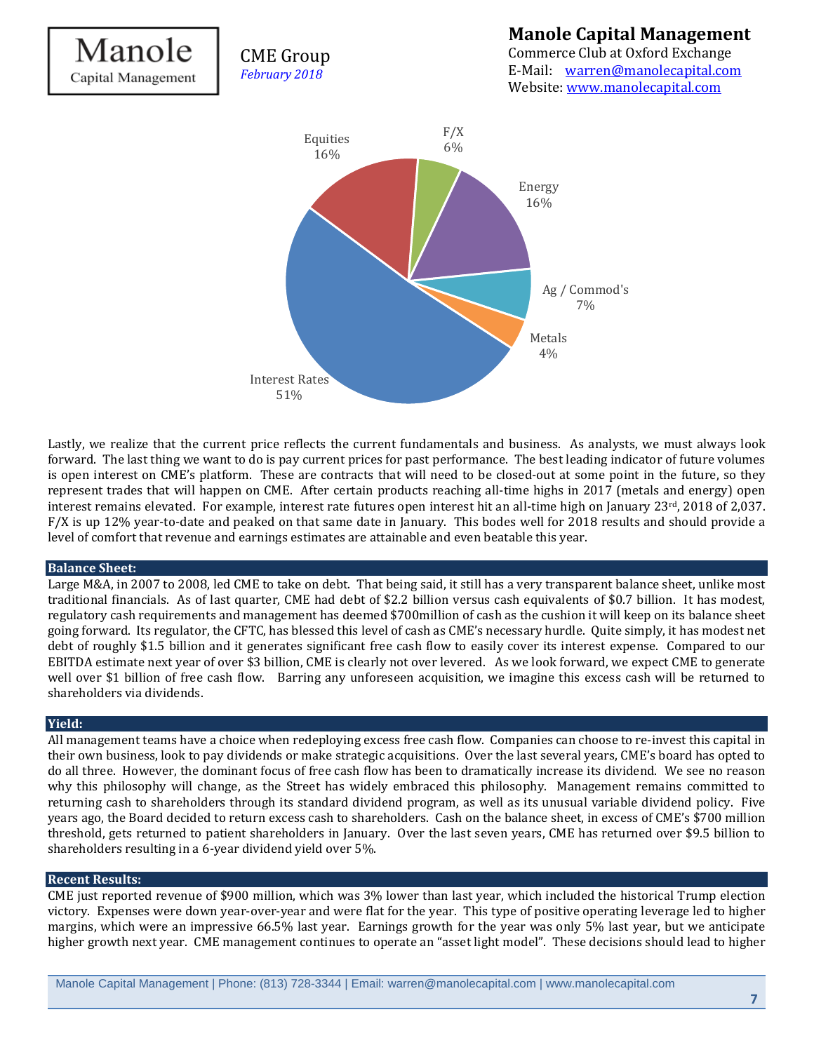Lastly, we realize that the current price reflects the current fundamentals and business. As analysts, we must always look forward. The last thing we want to do is pay current prices for past performance. The best leading indicator of future volumes is open interest on CME's platform. These are contracts that will need to be closed-out at some point in the future, so they represent trades that will happen on CME. After certain products reaching all-time highs in 2017 (metals and energy) open interest remains elevated. For example, interest rate futures open interest hit an all-time high on January 23rd, 2018 of 2,037. F/X is up 12% year-to-date and peaked on that same date in January. This bodes well for 2018 results and should provide a level of comfort that revenue and earnings estimates are attainable and even beatable this year.

## Balance Sheet:

Large M&A, in 2007 to 2008, led CME to take on debt. That being said, it still has a very transparent balance sheet, unlike most traditional financials. As of last quarter, CME had debt of $2.2 billion versus cash equivalents of $0.7 billion. It has modest, regulatory cash requirements and management has deemed $700million of cash as the cushion it will keep on its balance sheet going forward. Its regulator, the CFTC, has blessed this level of cash as CME's necessary hurdle. Quite simply, it has modest net debt of roughly $1.5 billion and it generates significant free cash flow to easily cover its interest expense. Compared to our EBITDA estimate next year of over $3 billion, CME is clearly not over levered. As we look forward, we expect CME to generate well over $1 billion of free cash flow. Barring any unforeseen acquisition, we imagine this excess cash will be returned to shareholders via dividends.

## Yield:

All management teams have a choice when redeploying excess free cash flow. Companies can choose to re-invest this capital in their own business, look to pay dividends or make strategic acquisitions. Over the last several years, CME's board has opted to do all three. However, the dominant focus of free cash flow has been to dramatically increase its dividend. We see no reason why this philosophy will change, as the Street has widely embraced this philosophy. Management remains committed to returning cash to shareholders through its standard dividend program, as well as its unusual variable dividend policy. Five years ago, the Board decided to return excess cash to shareholders. Cash on the balance sheet, in excess of CME's $700 million threshold, gets returned to patient shareholders in January. Over the last seven years, CME has returned over $9.5 billion to shareholders resulting in a 6-year dividend yield over 5%.

## Recent Results:

CME just reported revenue of $900 million, which was 3% lower than last year, which included the historical Trump election victory. Expenses were down year-over-year and were flat for the year. This type of positive operating leverage led to higher margins, which were an impressive 66.5% last year. Earnings growth for the year was only 5% last year, but we anticipate higher growth next year. CME management continues to operate an "asset light model". These decisions should lead to higher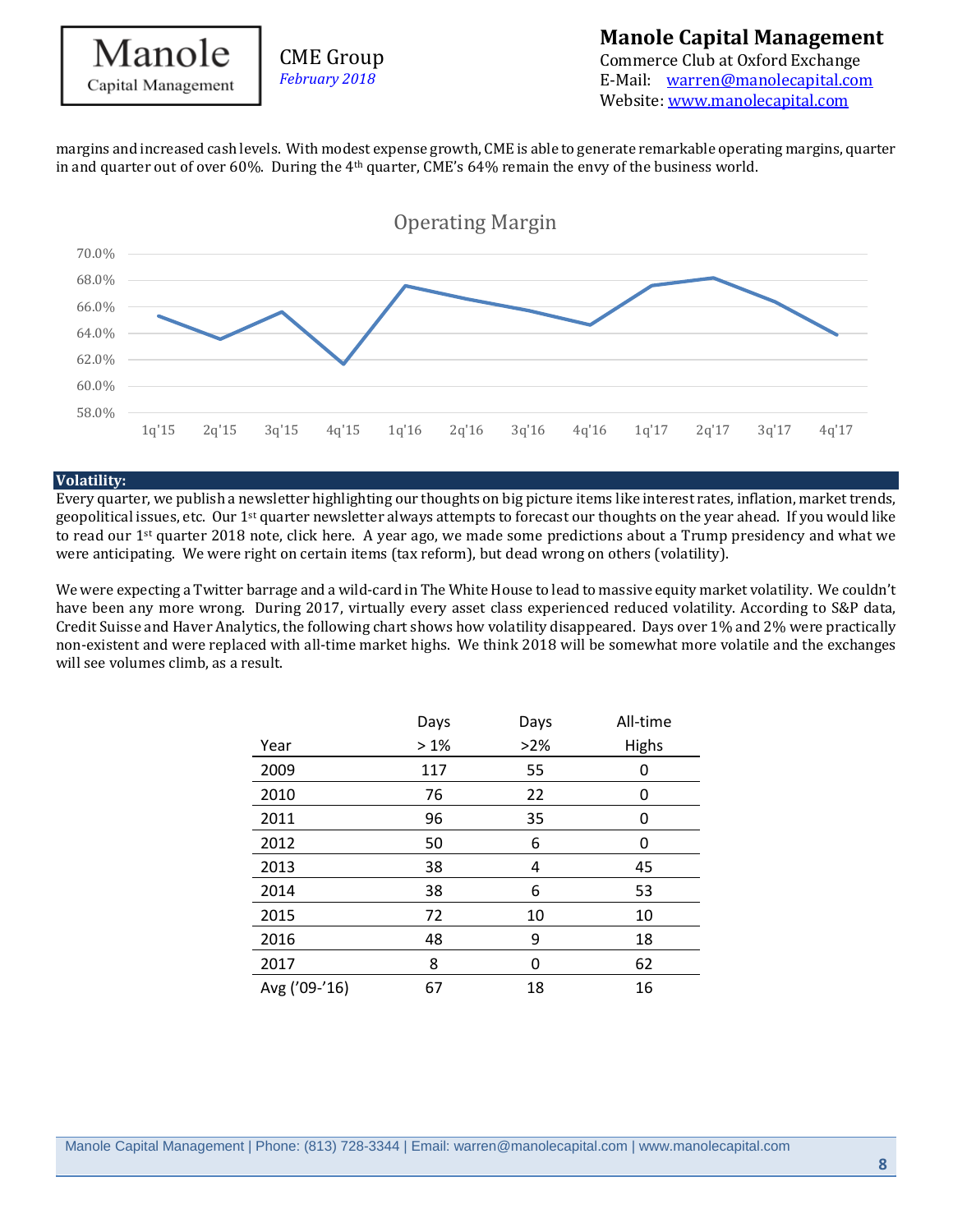margins and increased cash levels. With modest expense growth, CME is able to generate remarkable operating margins, quarter in and quarter out of over 60%. During the 4th quarter, CME's 64% remain the envy of the business world.

Operating Margin

## Volatility:

Every quarter, we publish a newsletter highlighting our thoughts on big picture items like interest rates, inflation, market trends, geopolitical issues, etc. Our 1st quarter newsletter always attempts to forecast our thoughts on the year ahead. If you would like to read our 1st quarter 2018 note, click here. A year ago, we made some predictions about a Trump presidency and what we were anticipating. We were right on certain items (tax reform), but dead wrong on others (volatility).

We were expecting a Twitter barrage and a wild-card in The White House to lead to massive equity market volatility. We couldn't have been any more wrong. During 2017, virtually every asset class experienced reduced volatility. According to S&P data, Credit Suisse and Haver Analytics, the following chart shows how volatility disappeared. Days over 1% and 2% were practically non-existent and were replaced with all-time market highs. We think 2018 will be somewhat more volatile and the exchanges will see volumes climb, as a result.

| Year | Days > 1% | Days >2% | All-time Highs |
|---|---|---|---|
| 2009 | 117 | 55 | 0 |
| 2010 | 76 | 22 | 0 |
| 2011 | 96 | 35 | 0 |
| 2012 | 50 | 6 | 0 |
| 2013 | 38 | 4 | 45 |
| 2014 | 38 | 6 | 53 |
| 2015 | 72 | 10 | 10 |
| 2016 | 48 | 9 | 18 |
| 2017 | 8 | 0 | 62 |
| Avg ('09-'16) | 67 | 18 | 16 |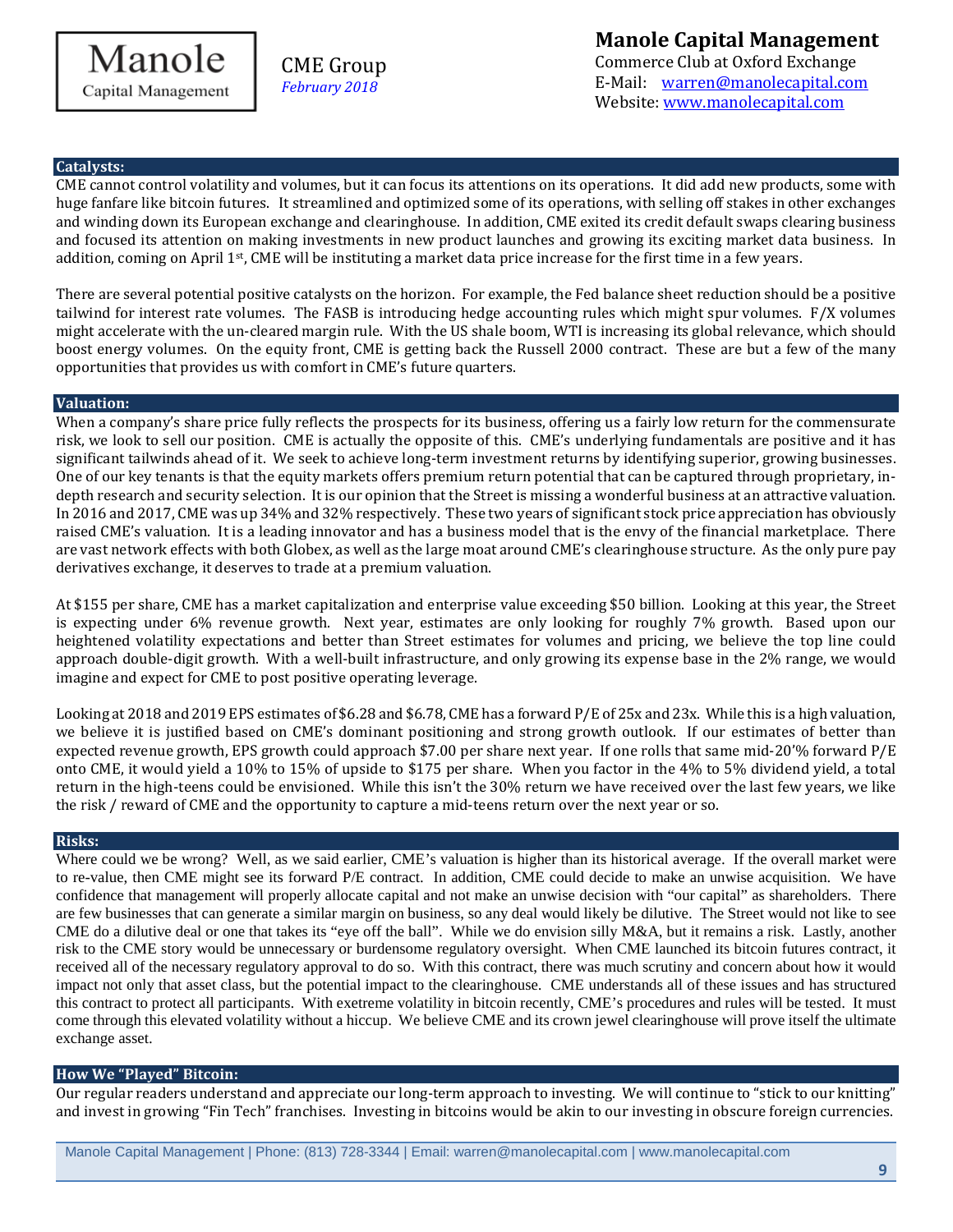## Catalysts:

CME cannot control volatility and volumes, but it can focus its attentions on its operations. It did add new products, some with huge fanfare like bitcoin futures. It streamlined and optimized some of its operations, with selling off stakes in other exchanges and winding down its European exchange and clearinghouse. In addition, CME exited its credit default swaps clearing business and focused its attention on making investments in new product launches and growing its exciting market data business. In addition, coming on April 1st, CME will be instituting a market data price increase for the first time in a few years.

There are several potential positive catalysts on the horizon. For example, the Fed balance sheet reduction should be a positive tailwind for interest rate volumes. The FASB is introducing hedge accounting rules which might spur volumes. F/X volumes might accelerate with the un-cleared margin rule. With the US shale boom, WTI is increasing its global relevance, which should boost energy volumes. On the equity front, CME is getting back the Russell 2000 contract. These are but a few of the many opportunities that provides us with comfort in CME's future quarters.

## Valuation:

When a company's share price fully reflects the prospects for its business, offering us a fairly low return for the commensurate risk, we look to sell our position. CME is actually the opposite of this. CME's underlying fundamentals are positive and it has significant tailwinds ahead of it. We seek to achieve long-term investment returns by identifying superior, growing businesses. One of our key tenants is that the equity markets offers premium return potential that can be captured through proprietary, in-depth research and security selection. It is our opinion that the Street is missing a wonderful business at an attractive valuation. In 2016 and 2017, CME was up 34% and 32% respectively. These two years of significant stock price appreciation has obviously raised CME's valuation. It is a leading innovator and has a business model that is the envy of the financial marketplace. There are vast network effects with both Globex, as well as the large moat around CME's clearinghouse structure. As the only pure pay derivatives exchange, it deserves to trade at a premium valuation.

At $155 per share, CME has a market capitalization and enterprise value exceeding $50 billion. Looking at this year, the Street is expecting under 6% revenue growth. Next year, estimates are only looking for roughly 7% growth. Based upon our heightened volatility expectations and better than Street estimates for volumes and pricing, we believe the top line could approach double-digit growth. With a well-built infrastructure, and only growing its expense base in the 2% range, we would imagine and expect for CME to post positive operating leverage.

Looking at 2018 and 2019 EPS estimates of $6.28 and $6.78, CME has a forward P/E of 25x and 23x. While this is a high valuation, we believe it is justified based on CME's dominant positioning and strong growth outlook. If our estimates of better than expected revenue growth, EPS growth could approach $7.00 per share next year. If one rolls that same mid-20'% forward P/E onto CME, it would yield a 10% to 15% of upside to $175 per share. When you factor in the 4% to 5% dividend yield, a total return in the high-teens could be envisioned. While this isn't the 30% return we have received over the last few years, we like the risk / reward of CME and the opportunity to capture a mid-teens return over the next year or so.

## Risks:

Where could we be wrong? Well, as we said earlier, CME's valuation is higher than its historical average. If the overall market were to re-value, then CME might see its forward P/E contract. In addition, CME could decide to make an unwise acquisition. We have confidence that management will properly allocate capital and not make an unwise decision with "our capital" as shareholders. There are few businesses that can generate a similar margin on business, so any deal would likely be dilutive. The Street would not like to see CME do a dilutive deal or one that takes its "eye off the ball". While we do envision silly M&A, but it remains a risk. Lastly, another risk to the CME story would be unnecessary or burdensome regulatory oversight. When CME launched its bitcoin futures contract, it received all of the necessary regulatory approval to do so. With this contract, there was much scrutiny and concern about how it would impact not only that asset class, but the potential impact to the clearinghouse. CME understands all of these issues and has structured this contract to protect all participants. With exetreme volatility in bitcoin recently, CME's procedures and rules will be tested. It must come through this elevated volatility without a hiccup. We believe CME and its crown jewel clearinghouse will prove itself the ultimate exchange asset.

## How We "Played" Bitcoin:

Our regular readers understand and appreciate our long-term approach to investing. We will continue to "stick to our knitting" and invest in growing "Fin Tech" franchises. Investing in bitcoins would be akin to our investing in obscure foreign currencies.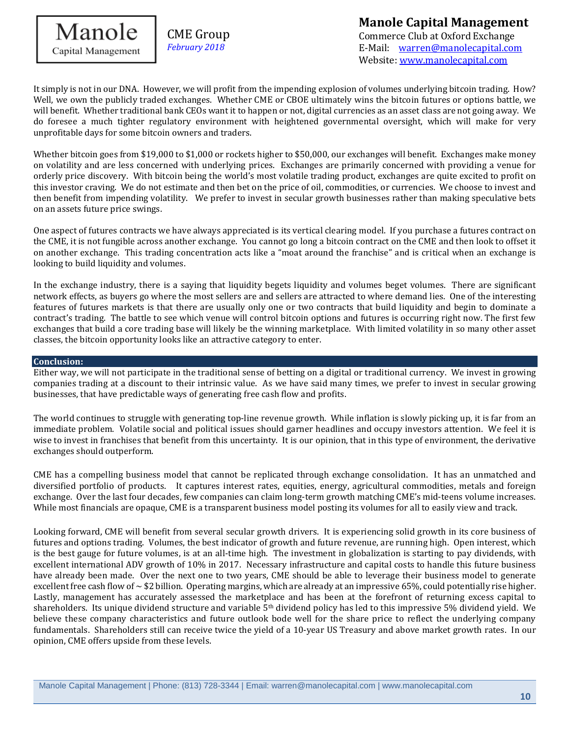It simply is not in our DNA. However, we will profit from the impending explosion of volumes underlying bitcoin trading. How? Well, we own the publicly traded exchanges. Whether CME or CBOE ultimately wins the bitcoin futures or options battle, we will benefit. Whether traditional bank CEOs want it to happen or not, digital currencies as an asset class are not going away. We do foresee a much tighter regulatory environment with heightened governmental oversight, which will make for very unprofitable days for some bitcoin owners and traders.

Whether bitcoin goes from $19,000 to $1,000 or rockets higher to $50,000, our exchanges will benefit. Exchanges make money on volatility and are less concerned with underlying prices. Exchanges are primarily concerned with providing a venue for orderly price discovery. With bitcoin being the world's most volatile trading product, exchanges are quite excited to profit on this investor craving. We do not estimate and then bet on the price of oil, commodities, or currencies. We choose to invest and then benefit from impending volatility. We prefer to invest in secular growth businesses rather than making speculative bets on an assets future price swings.

One aspect of futures contracts we have always appreciated is its vertical clearing model. If you purchase a futures contract on the CME, it is not fungible across another exchange. You cannot go long a bitcoin contract on the CME and then look to offset it on another exchange. This trading concentration acts like a "moat around the franchise" and is critical when an exchange is looking to build liquidity and volumes.

In the exchange industry, there is a saying that liquidity begets liquidity and volumes beget volumes. There are significant network effects, as buyers go where the most sellers are and sellers are attracted to where demand lies. One of the interesting features of futures markets is that there are usually only one or two contracts that build liquidity and begin to dominate a contract's trading. The battle to see which venue will control bitcoin options and futures is occurring right now. The first few exchanges that build a core trading base will likely be the winning marketplace. With limited volatility in so many other asset classes, the bitcoin opportunity looks like an attractive category to enter.

## Conclusion:

Either way, we will not participate in the traditional sense of betting on a digital or traditional currency. We invest in growing companies trading at a discount to their intrinsic value. As we have said many times, we prefer to invest in secular growing businesses, that have predictable ways of generating free cash flow and profits.

The world continues to struggle with generating top-line revenue growth. While inflation is slowly picking up, it is far from an immediate problem. Volatile social and political issues should garner headlines and occupy investors attention. We feel it is wise to invest in franchises that benefit from this uncertainty. It is our opinion, that in this type of environment, the derivative exchanges should outperform.

CME has a compelling business model that cannot be replicated through exchange consolidation. It has an unmatched and diversified portfolio of products. It captures interest rates, equities, energy, agricultural commodities, metals and foreign exchange. Over the last four decades, few companies can claim long-term growth matching CME's mid-teens volume increases. While most financials are opaque, CME is a transparent business model posting its volumes for all to easily view and track.

Looking forward, CME will benefit from several secular growth drivers. It is experiencing solid growth in its core business of futures and options trading. Volumes, the best indicator of growth and future revenue, are running high. Open interest, which is the best gauge for future volumes, is at an all-time high. The investment in globalization is starting to pay dividends, with excellent international ADV growth of 10% in 2017. Necessary infrastructure and capital costs to handle this future business have already been made. Over the next one to two years, CME should be able to leverage their business model to generate excellent free cash flow of ~ $2 billion. Operating margins, which are already at an impressive 65%, could potentially rise higher. Lastly, management has accurately assessed the marketplace and has been at the forefront of returning excess capital to shareholders. Its unique dividend structure and variable 5th dividend policy has led to this impressive 5% dividend yield. We believe these company characteristics and future outlook bode well for the share price to reflect the underlying company fundamentals. Shareholders still can receive twice the yield of a 10-year US Treasury and above market growth rates. In our opinion, CME offers upside from these levels.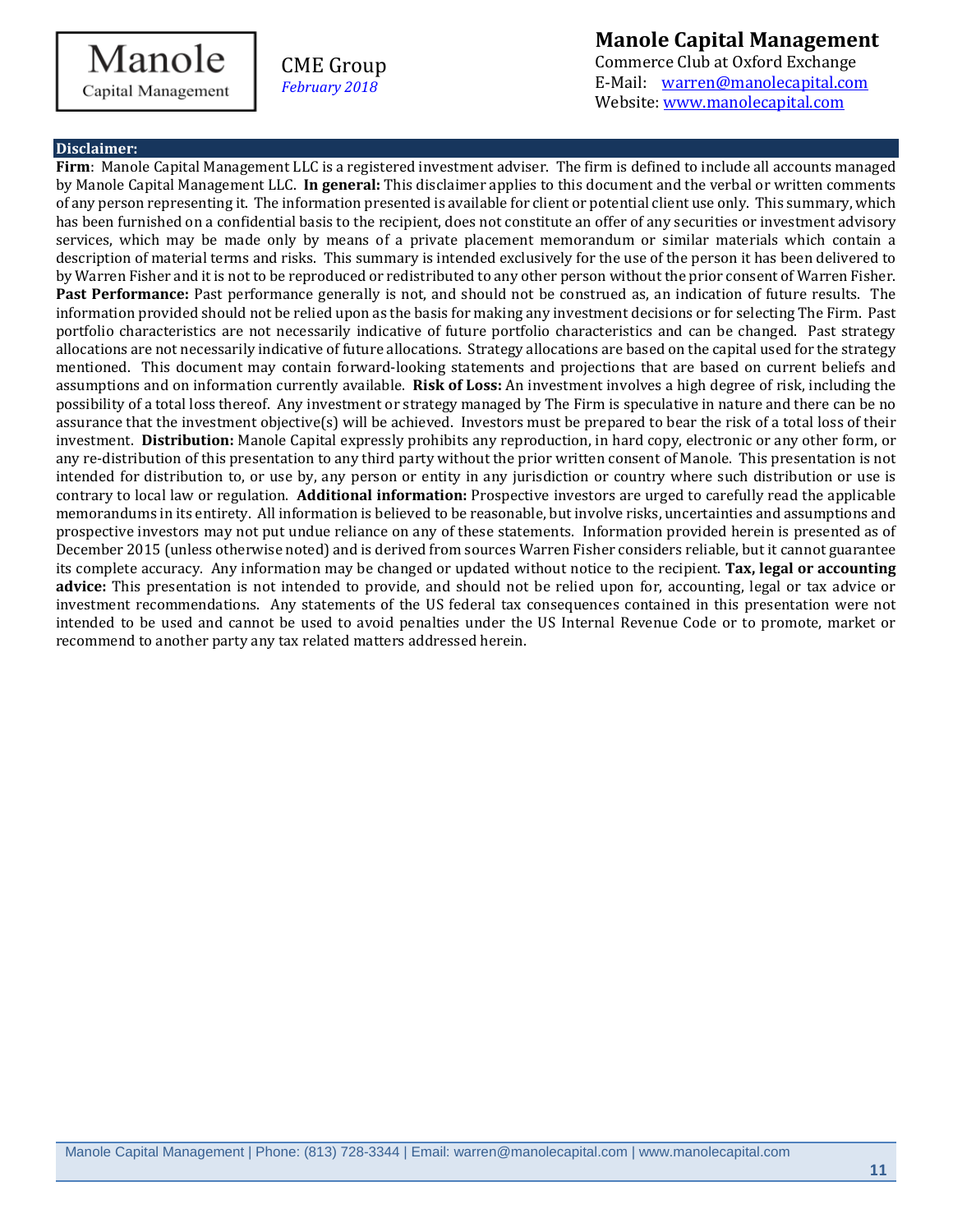## Disclaimer:

**Firm**: Manole Capital Management LLC is a registered investment adviser. The firm is defined to include all accounts managed by Manole Capital Management LLC. **In general:** This disclaimer applies to this document and the verbal or written comments of any person representing it. The information presented is available for client or potential client use only. This summary, which has been furnished on a confidential basis to the recipient, does not constitute an offer of any securities or investment advisory services, which may be made only by means of a private placement memorandum or similar materials which contain a description of material terms and risks. This summary is intended exclusively for the use of the person it has been delivered to by Warren Fisher and it is not to be reproduced or redistributed to any other person without the prior consent of Warren Fisher. **Past Performance:** Past performance generally is not, and should not be construed as, an indication of future results. The information provided should not be relied upon as the basis for making any investment decisions or for selecting The Firm. Past portfolio characteristics are not necessarily indicative of future portfolio characteristics and can be changed. Past strategy allocations are not necessarily indicative of future allocations. Strategy allocations are based on the capital used for the strategy mentioned. This document may contain forward-looking statements and projections that are based on current beliefs and assumptions and on information currently available. **Risk of Loss:** An investment involves a high degree of risk, including the possibility of a total loss thereof. Any investment or strategy managed by The Firm is speculative in nature and there can be no assurance that the investment objective(s) will be achieved. Investors must be prepared to bear the risk of a total loss of their investment. **Distribution:** Manole Capital expressly prohibits any reproduction, in hard copy, electronic or any other form, or any re-distribution of this presentation to any third party without the prior written consent of Manole. This presentation is not intended for distribution to, or use by, any person or entity in any jurisdiction or country where such distribution or use is contrary to local law or regulation. **Additional information:** Prospective investors are urged to carefully read the applicable memorandums in its entirety. All information is believed to be reasonable, but involve risks, uncertainties and assumptions and prospective investors may not put undue reliance on any of these statements. Information provided herein is presented as of December 2015 (unless otherwise noted) and is derived from sources Warren Fisher considers reliable, but it cannot guarantee its complete accuracy. Any information may be changed or updated without notice to the recipient. **Tax, legal or accounting advice:** This presentation is not intended to provide, and should not be relied upon for, accounting, legal or tax advice or investment recommendations. Any statements of the US federal tax consequences contained in this presentation were not intended to be used and cannot be used to avoid penalties under the US Internal Revenue Code or to promote, market or recommend to another party any tax related matters addressed herein.